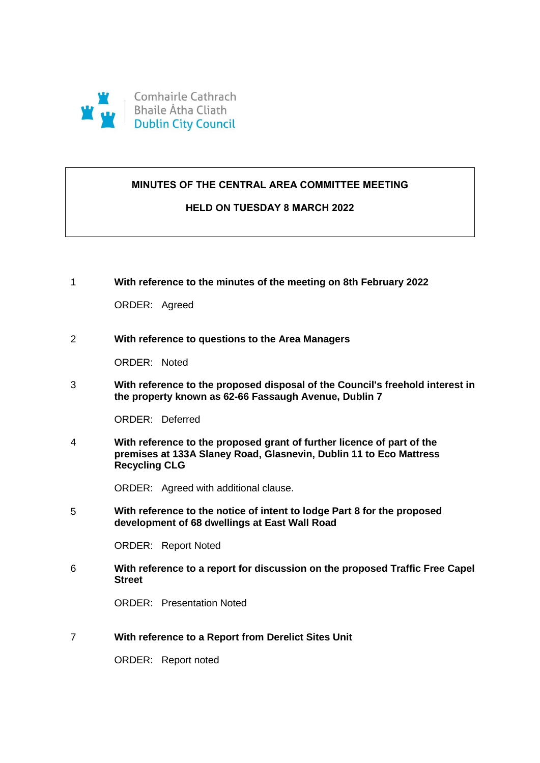Comhairle Cathrach
Bhaile Átha Cliath
Dublin City Council

# MINUTES OF THE CENTRAL AREA COMMITTEE MEETING

## HELD ON TUESDAY 8 MARCH 2022

1 **With reference to the minutes of the meeting on 8th February 2022**

ORDER: Agreed

2 **With reference to questions to the Area Managers**

ORDER: Noted

3 **With reference to the proposed disposal of the Council's freehold interest in the property known as 62-66 Fassaugh Avenue, Dublin 7**

ORDER: Deferred

4 **With reference to the proposed grant of further licence of part of the premises at 133A Slaney Road, Glasnevin, Dublin 11 to Eco Mattress Recycling CLG**

ORDER: Agreed with additional clause.

5 **With reference to the notice of intent to lodge Part 8 for the proposed development of 68 dwellings at East Wall Road**

ORDER: Report Noted

6 **With reference to a report for discussion on the proposed Traffic Free Capel Street**

ORDER: Presentation Noted

7 **With reference to a Report from Derelict Sites Unit**

ORDER: Report noted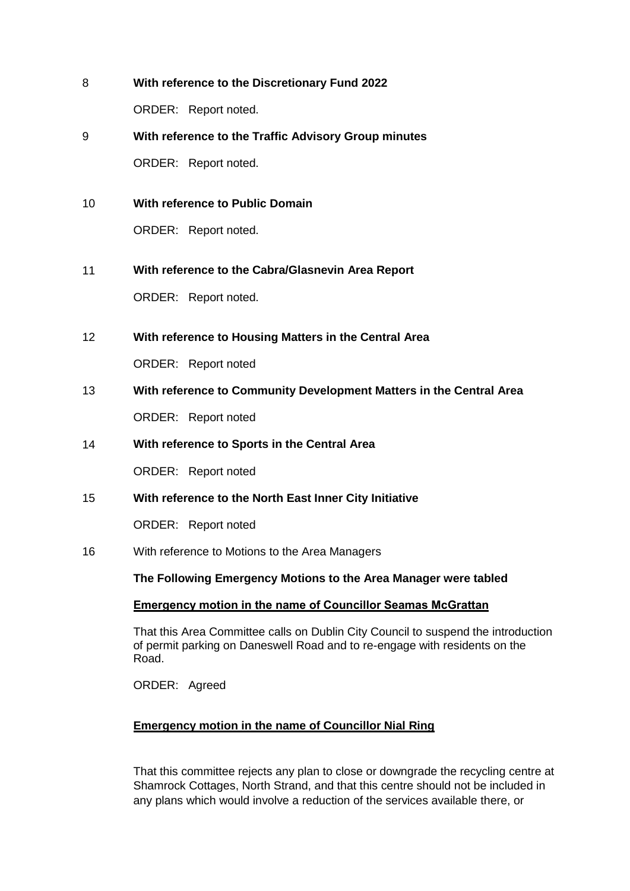8 **With reference to the Discretionary Fund 2022**

ORDER: Report noted.

9 **With reference to the Traffic Advisory Group minutes**

ORDER: Report noted.

10 **With reference to Public Domain**

ORDER: Report noted.

11 **With reference to the Cabra/Glasnevin Area Report**

ORDER: Report noted.

12 **With reference to Housing Matters in the Central Area**

ORDER: Report noted

13 **With reference to Community Development Matters in the Central Area**

ORDER: Report noted

14 **With reference to Sports in the Central Area**

ORDER: Report noted

15 **With reference to the North East Inner City Initiative**

ORDER: Report noted

16 With reference to Motions to the Area Managers

**The Following Emergency Motions to the Area Manager were tabled**

**<u>Emergency motion in the name of Councillor Seamas McGrattan</u>**

That this Area Committee calls on Dublin City Council to suspend the introduction of permit parking on Daneswell Road and to re-engage with residents on the Road.

ORDER: Agreed

**<u>Emergency motion in the name of Councillor Nial Ring</u>**

That this committee rejects any plan to close or downgrade the recycling centre at Shamrock Cottages, North Strand, and that this centre should not be included in any plans which would involve a reduction of the services available there, or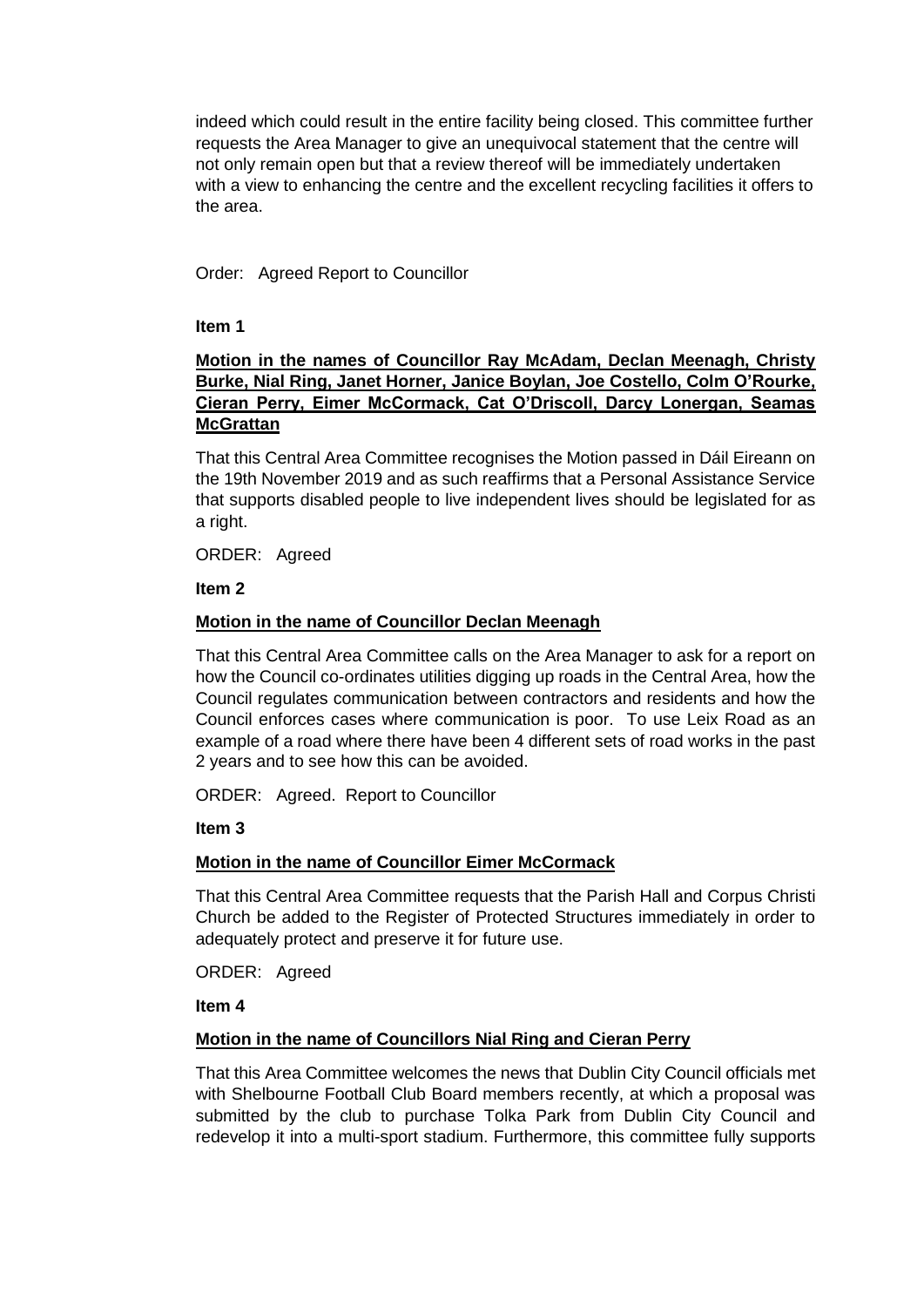indeed which could result in the entire facility being closed. This committee further requests the Area Manager to give an unequivocal statement that the centre will not only remain open but that a review thereof will be immediately undertaken with a view to enhancing the centre and the excellent recycling facilities it offers to the area.

Order: Agreed Report to Councillor

**Item 1**

**Motion in the names of Councillor Ray McAdam, Declan Meenagh, Christy Burke, Nial Ring, Janet Horner, Janice Boylan, Joe Costello, Colm O'Rourke, Cieran Perry, Eimer McCormack, Cat O'Driscoll, Darcy Lonergan, Seamas McGrattan**

That this Central Area Committee recognises the Motion passed in Dáil Eireann on the 19th November 2019 and as such reaffirms that a Personal Assistance Service that supports disabled people to live independent lives should be legislated for as a right.

ORDER: Agreed

**Item 2**

**Motion in the name of Councillor Declan Meenagh**

That this Central Area Committee calls on the Area Manager to ask for a report on how the Council co-ordinates utilities digging up roads in the Central Area, how the Council regulates communication between contractors and residents and how the Council enforces cases where communication is poor. To use Leix Road as an example of a road where there have been 4 different sets of road works in the past 2 years and to see how this can be avoided.

ORDER: Agreed. Report to Councillor

**Item 3**

**Motion in the name of Councillor Eimer McCormack**

That this Central Area Committee requests that the Parish Hall and Corpus Christi Church be added to the Register of Protected Structures immediately in order to adequately protect and preserve it for future use.

ORDER: Agreed

**Item 4**

**Motion in the name of Councillors Nial Ring and Cieran Perry**

That this Area Committee welcomes the news that Dublin City Council officials met with Shelbourne Football Club Board members recently, at which a proposal was submitted by the club to purchase Tolka Park from Dublin City Council and redevelop it into a multi-sport stadium. Furthermore, this committee fully supports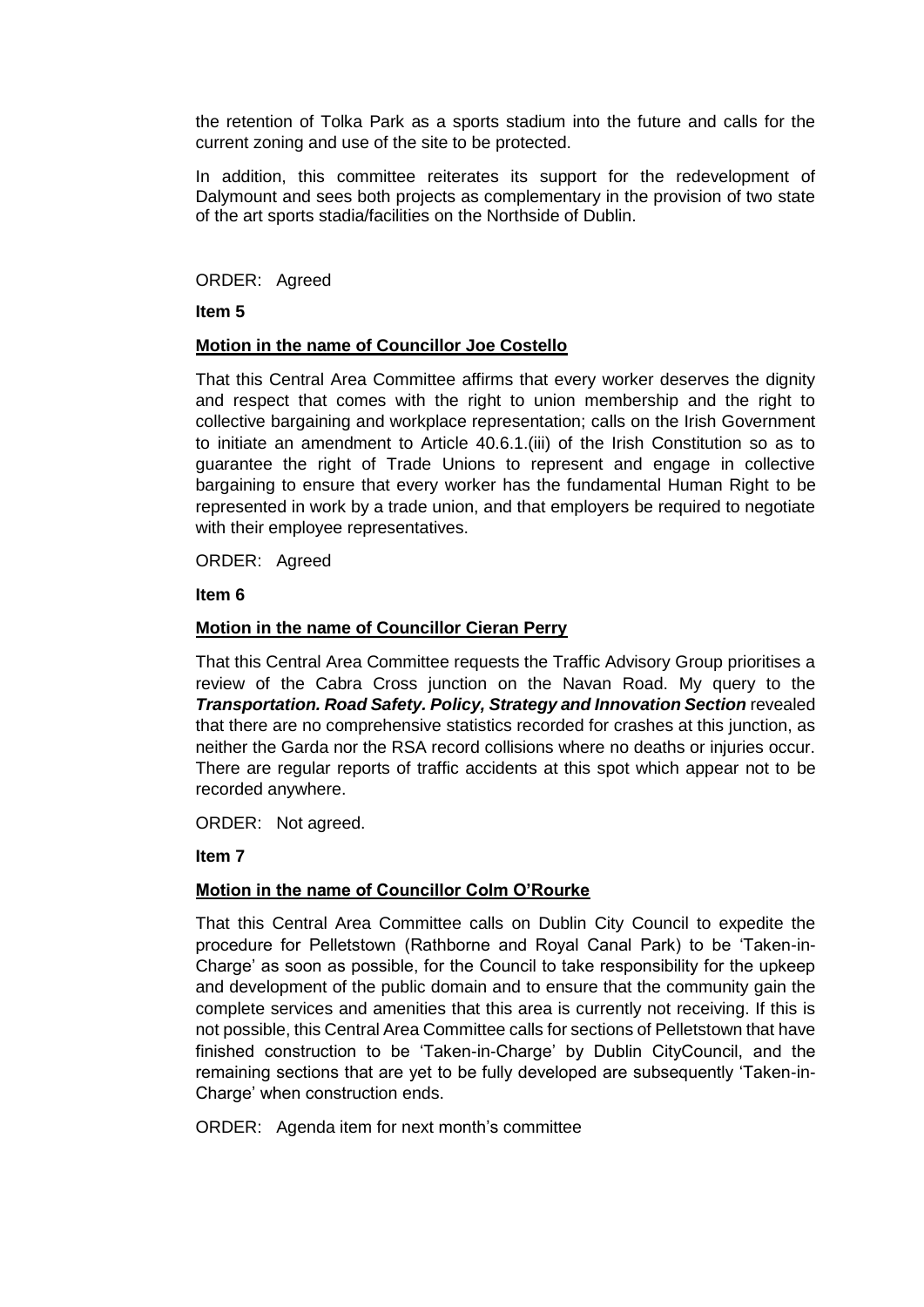the retention of Tolka Park as a sports stadium into the future and calls for the current zoning and use of the site to be protected.

In addition, this committee reiterates its support for the redevelopment of Dalymount and sees both projects as complementary in the provision of two state of the art sports stadia/facilities on the Northside of Dublin.

ORDER: Agreed

**Item 5**

**Motion in the name of Councillor Joe Costello**

That this Central Area Committee affirms that every worker deserves the dignity and respect that comes with the right to union membership and the right to collective bargaining and workplace representation; calls on the Irish Government to initiate an amendment to Article 40.6.1.(iii) of the Irish Constitution so as to guarantee the right of Trade Unions to represent and engage in collective bargaining to ensure that every worker has the fundamental Human Right to be represented in work by a trade union, and that employers be required to negotiate with their employee representatives.

ORDER: Agreed

**Item 6**

**Motion in the name of Councillor Cieran Perry**

That this Central Area Committee requests the Traffic Advisory Group prioritises a review of the Cabra Cross junction on the Navan Road. My query to the ***Transportation. Road Safety. Policy, Strategy and Innovation Section*** revealed that there are no comprehensive statistics recorded for crashes at this junction, as neither the Garda nor the RSA record collisions where no deaths or injuries occur. There are regular reports of traffic accidents at this spot which appear not to be recorded anywhere.

ORDER: Not agreed.

**Item 7**

**Motion in the name of Councillor Colm O'Rourke**

That this Central Area Committee calls on Dublin City Council to expedite the procedure for Pelletstown (Rathborne and Royal Canal Park) to be 'Taken-in-Charge' as soon as possible, for the Council to take responsibility for the upkeep and development of the public domain and to ensure that the community gain the complete services and amenities that this area is currently not receiving. If this is not possible, this Central Area Committee calls for sections of Pelletstown that have finished construction to be 'Taken-in-Charge' by Dublin CityCouncil, and the remaining sections that are yet to be fully developed are subsequently 'Taken-in-Charge' when construction ends.

ORDER: Agenda item for next month's committee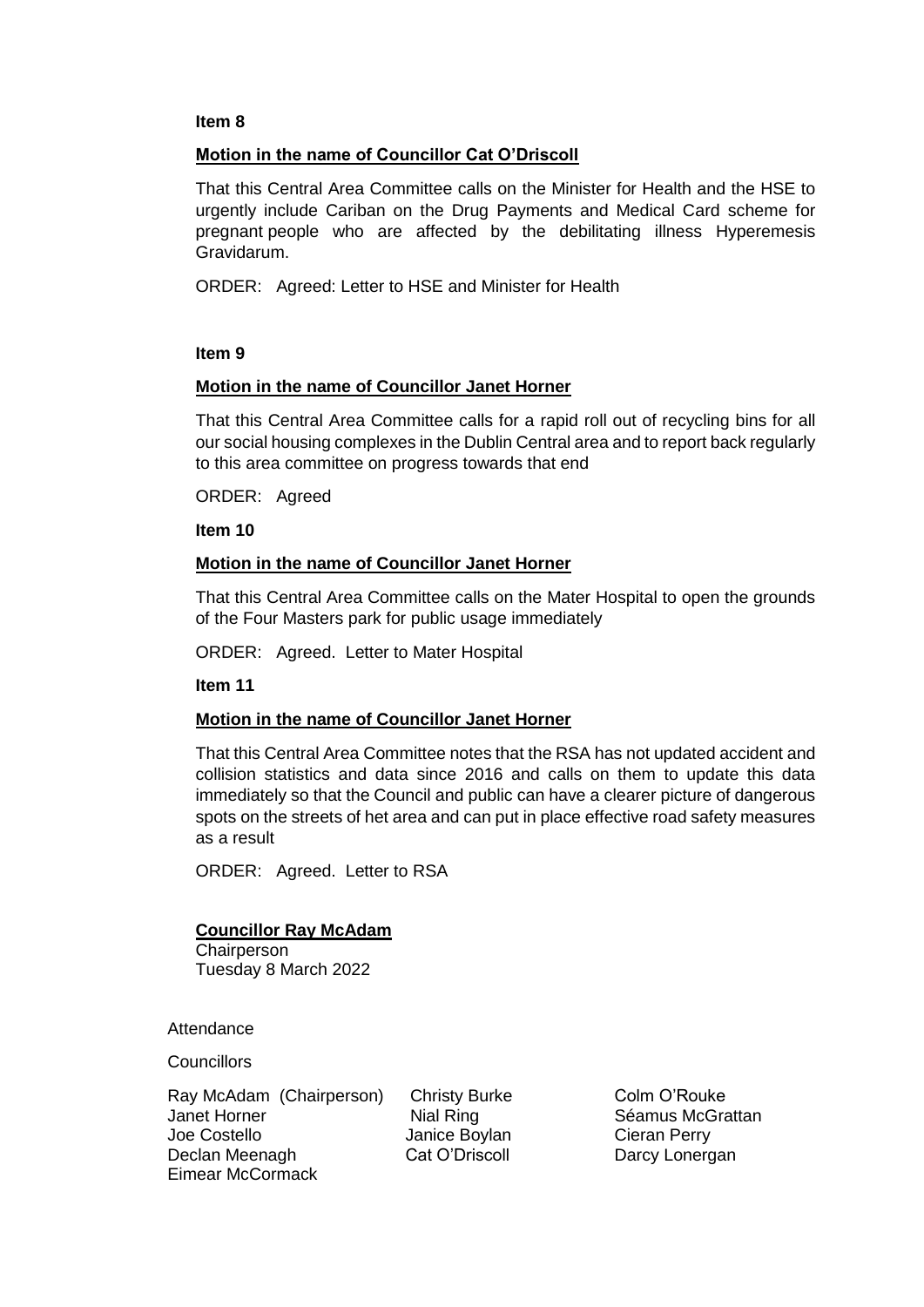**Item 8**

**Motion in the name of Councillor Cat O'Driscoll**

That this Central Area Committee calls on the Minister for Health and the HSE to urgently include Cariban on the Drug Payments and Medical Card scheme for pregnant people who are affected by the debilitating illness Hyperemesis Gravidarum.

ORDER: Agreed: Letter to HSE and Minister for Health

**Item 9**

**Motion in the name of Councillor Janet Horner**

That this Central Area Committee calls for a rapid roll out of recycling bins for all our social housing complexes in the Dublin Central area and to report back regularly to this area committee on progress towards that end

ORDER: Agreed

**Item 10**

**Motion in the name of Councillor Janet Horner**

That this Central Area Committee calls on the Mater Hospital to open the grounds of the Four Masters park for public usage immediately

ORDER: Agreed. Letter to Mater Hospital

**Item 11**

**Motion in the name of Councillor Janet Horner**

That this Central Area Committee notes that the RSA has not updated accident and collision statistics and data since 2016 and calls on them to update this data immediately so that the Council and public can have a clearer picture of dangerous spots on the streets of het area and can put in place effective road safety measures as a result

ORDER: Agreed. Letter to RSA

**Councillor Ray McAdam**
Chairperson
Tuesday 8 March 2022

Attendance

Councillors

| | | |
|---|---|---|
| Ray McAdam (Chairperson) | Christy Burke | Colm O'Rouke |
| Janet Horner | Nial Ring | Séamus McGrattan |
| Joe Costello | Janice Boylan | Cieran Perry |
| Declan Meenagh | Cat O'Driscoll | Darcy Lonergan |
| Eimear McCormack | | |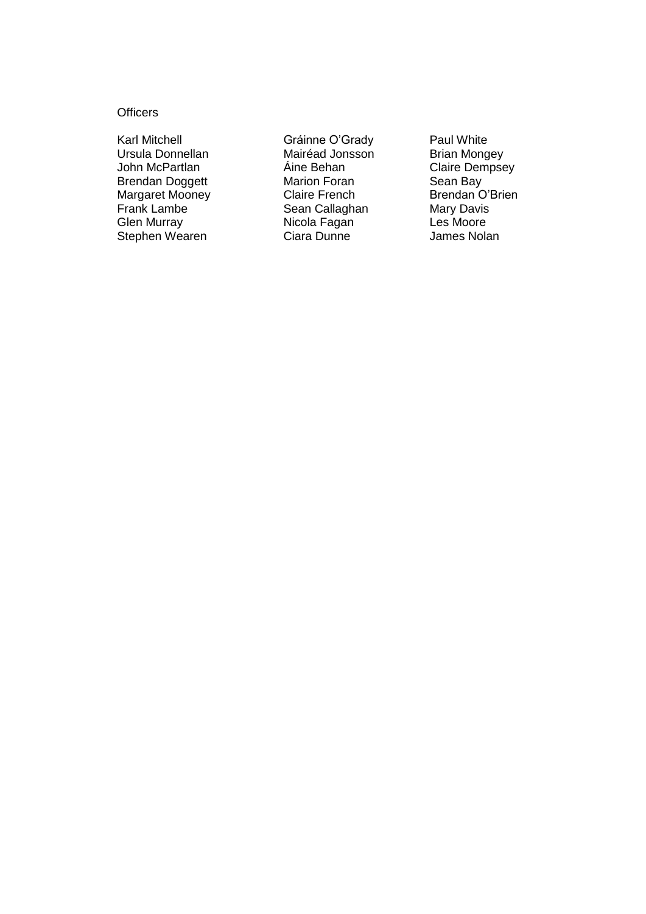Officers

| | | |
|---|---|---|
| Karl Mitchell | Gráinne O'Grady | Paul White |
| Ursula Donnellan | Mairéad Jonsson | Brian Mongey |
| John McPartlan | Áine Behan | Claire Dempsey |
| Brendan Doggett | Marion Foran | Sean Bay |
| Margaret Mooney | Claire French | Brendan O'Brien |
| Frank Lambe | Sean Callaghan | Mary Davis |
| Glen Murray | Nicola Fagan | Les Moore |
| Stephen Wearen | Ciara Dunne | James Nolan |